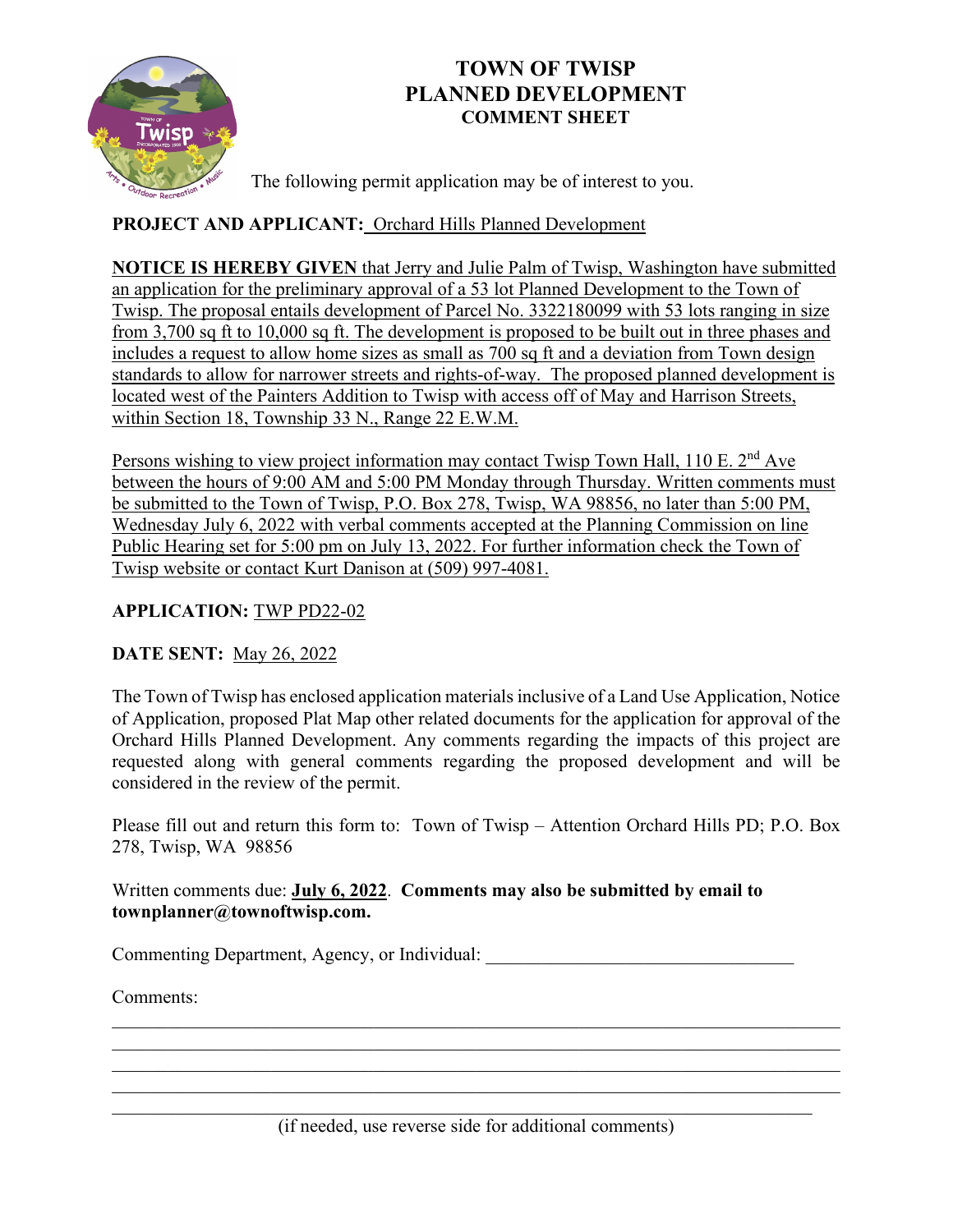# TOWN OF TWISP
# PLANNED DEVELOPMENT
## COMMENT SHEET

The following permit application may be of interest to you.

**PROJECT AND APPLICANT:** Orchard Hills Planned Development

**NOTICE IS HEREBY GIVEN** that Jerry and Julie Palm of Twisp, Washington have submitted an application for the preliminary approval of a 53 lot Planned Development to the Town of Twisp. The proposal entails development of Parcel No. 3322180099 with 53 lots ranging in size from 3,700 sq ft to 10,000 sq ft. The development is proposed to be built out in three phases and includes a request to allow home sizes as small as 700 sq ft and a deviation from Town design standards to allow for narrower streets and rights-of-way. The proposed planned development is located west of the Painters Addition to Twisp with access off of May and Harrison Streets, within Section 18, Township 33 N., Range 22 E.W.M.

Persons wishing to view project information may contact Twisp Town Hall, 110 E. 2nd Ave between the hours of 9:00 AM and 5:00 PM Monday through Thursday. Written comments must be submitted to the Town of Twisp, P.O. Box 278, Twisp, WA 98856, no later than 5:00 PM, Wednesday July 6, 2022 with verbal comments accepted at the Planning Commission on line Public Hearing set for 5:00 pm on July 13, 2022. For further information check the Town of Twisp website or contact Kurt Danison at (509) 997-4081.

**APPLICATION:** TWP PD22-02

**DATE SENT:** May 26, 2022

The Town of Twisp has enclosed application materials inclusive of a Land Use Application, Notice of Application, proposed Plat Map other related documents for the application for approval of the Orchard Hills Planned Development. Any comments regarding the impacts of this project are requested along with general comments regarding the proposed development and will be considered in the review of the permit.

Please fill out and return this form to: Town of Twisp – Attention Orchard Hills PD; P.O. Box 278, Twisp, WA 98856

Written comments due: **July 6, 2022**. **Comments may also be submitted by email to townplanner@townoftwisp.com.**

Commenting Department, Agency, or Individual: ________________________________

Comments:

______________________________________________________________________________
______________________________________________________________________________
______________________________________________________________________________
______________________________________________________________________________
______________________________________________________________________________

(if needed, use reverse side for additional comments)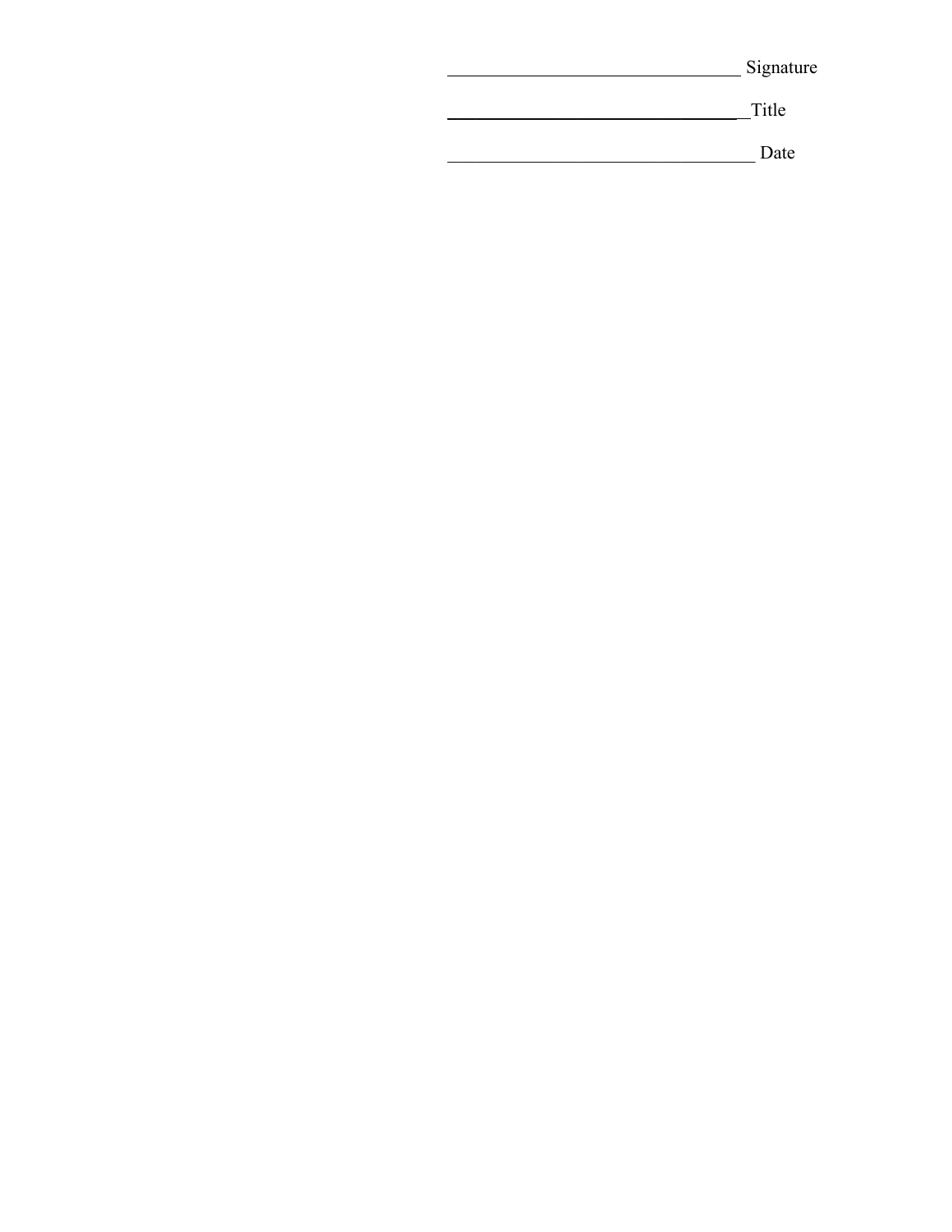_______________________________ Signature

_______________________________ Title

_________________________________ Date